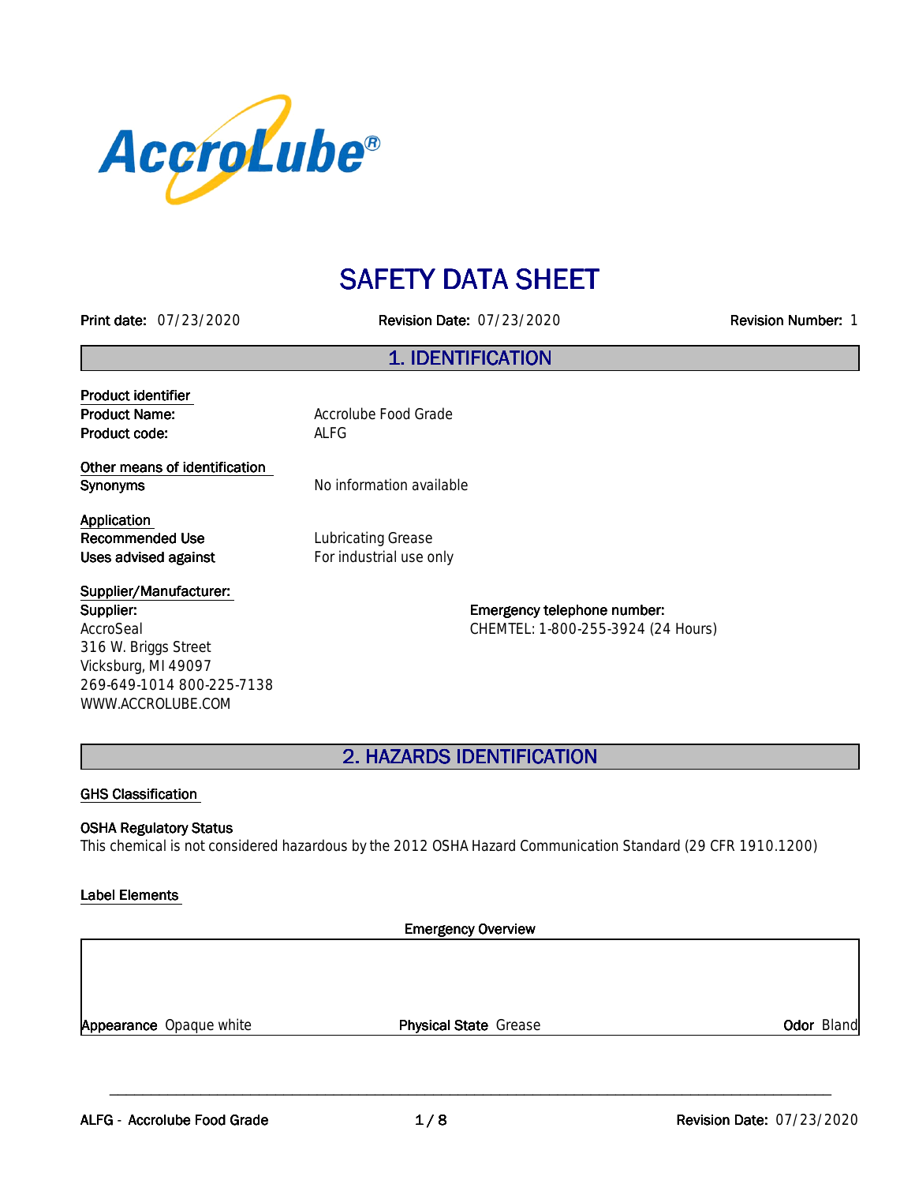AccroLube®

# SAFETY DATA SHEET

**Print date:** 07/23/2020 **Revision Date:** 07/23/2020 **Revision Number:** 1

## 1. IDENTIFICATION

**Product identifier**

| | |
|---|---|
| **Product Name:** | Accrolube Food Grade |
| **Product code:** | ALFG |

**Other means of identification**

| | |
|---|---|
| **Synonyms** | No information available |

**Application**

| | |
|---|---|
| **Recommended Use** | Lubricating Grease |
| **Uses advised against** | For industrial use only |

**Supplier/Manufacturer:**

**Supplier:**
AccroSeal
316 W. Briggs Street
Vicksburg, MI 49097
269-649-1014 800-225-7138
WWW.ACCROLUBE.COM

**Emergency telephone number:**
CHEMTEL: 1-800-255-3924 (24 Hours)

## 2. HAZARDS IDENTIFICATION

**GHS Classification**

**OSHA Regulatory Status**
This chemical is not considered hazardous by the 2012 OSHA Hazard Communication Standard (29 CFR 1910.1200)

**Label Elements**

**Emergency Overview**

| | | |
|---|---|---|
| **Appearance** Opaque white | **Physical State** Grease | **Odor** Bland |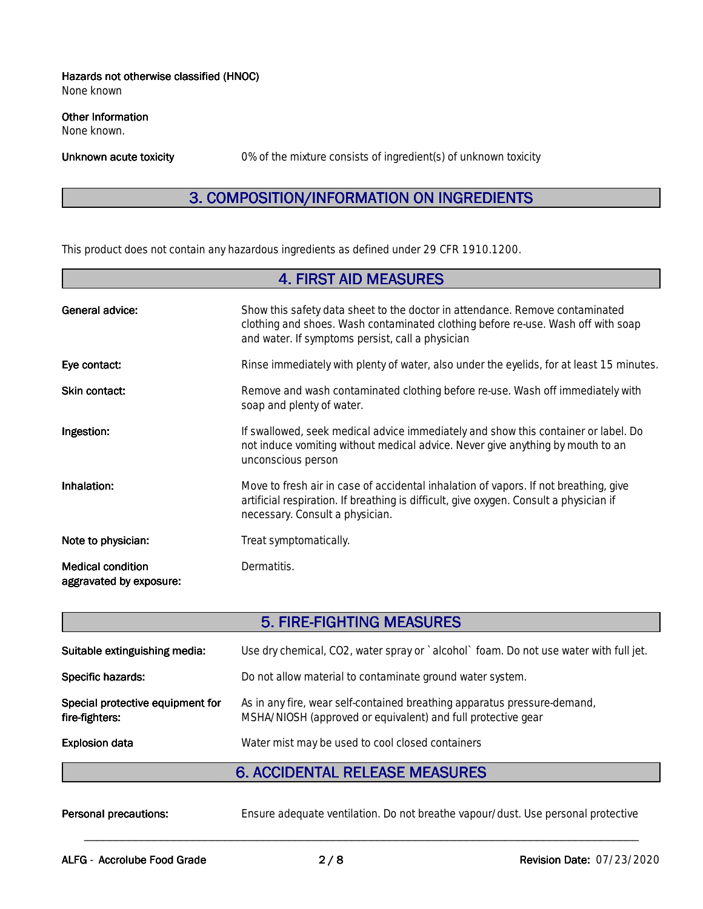**Hazards not otherwise classified (HNOC)**
None known

**Other Information**
None known.

**Unknown acute toxicity** 0% of the mixture consists of ingredient(s) of unknown toxicity

## 3. COMPOSITION/INFORMATION ON INGREDIENTS

This product does not contain any hazardous ingredients as defined under 29 CFR 1910.1200.

## 4. FIRST AID MEASURES

**General advice:** Show this safety data sheet to the doctor in attendance. Remove contaminated clothing and shoes. Wash contaminated clothing before re-use. Wash off with soap and water. If symptoms persist, call a physician

**Eye contact:** Rinse immediately with plenty of water, also under the eyelids, for at least 15 minutes.

**Skin contact:** Remove and wash contaminated clothing before re-use. Wash off immediately with soap and plenty of water.

**Ingestion:** If swallowed, seek medical advice immediately and show this container or label. Do not induce vomiting without medical advice. Never give anything by mouth to an unconscious person

**Inhalation:** Move to fresh air in case of accidental inhalation of vapors. If not breathing, give artificial respiration. If breathing is difficult, give oxygen. Consult a physician if necessary. Consult a physician.

**Note to physician:** Treat symptomatically.

**Medical condition aggravated by exposure:** Dermatitis.

## 5. FIRE-FIGHTING MEASURES

**Suitable extinguishing media:** Use dry chemical, $CO_2$, water spray or `alcohol` foam. Do not use water with full jet.

**Specific hazards:** Do not allow material to contaminate ground water system.

**Special protective equipment for fire-fighters:** As in any fire, wear self-contained breathing apparatus pressure-demand, MSHA/NIOSH (approved or equivalent) and full protective gear

**Explosion data** Water mist may be used to cool closed containers

## 6. ACCIDENTAL RELEASE MEASURES

**Personal precautions:** Ensure adequate ventilation. Do not breathe vapour/dust. Use personal protective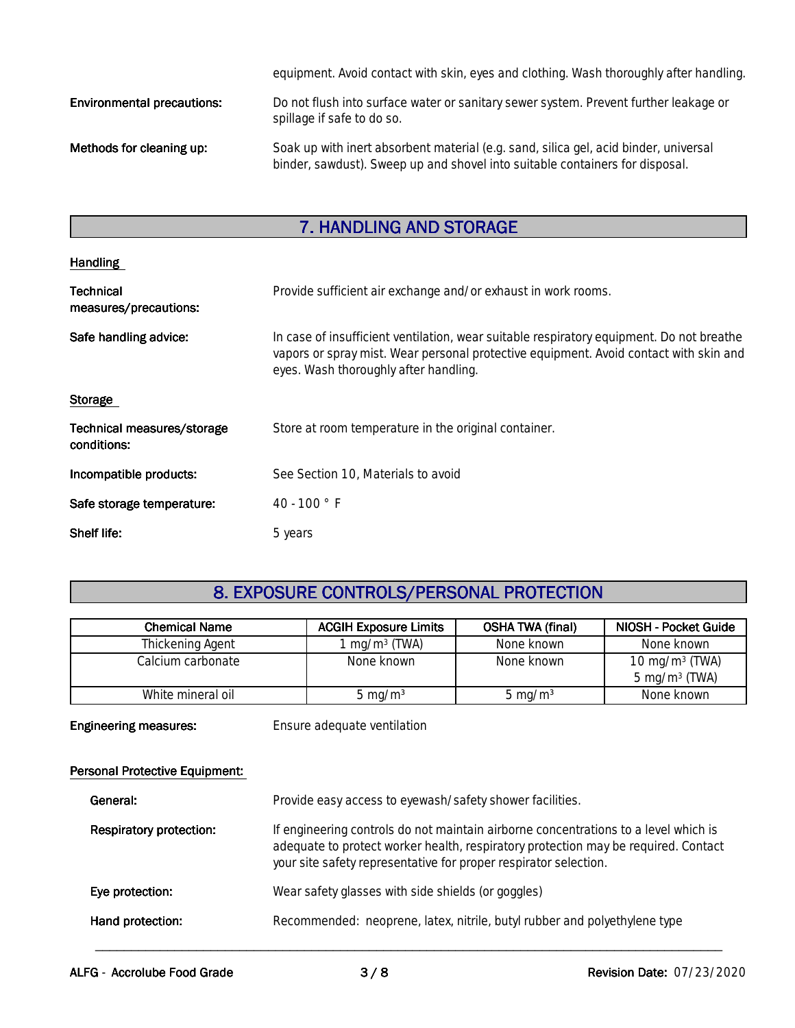equipment. Avoid contact with skin, eyes and clothing. Wash thoroughly after handling.

**Environmental precautions:** Do not flush into surface water or sanitary sewer system. Prevent further leakage or spillage if safe to do so.

**Methods for cleaning up:** Soak up with inert absorbent material (e.g. sand, silica gel, acid binder, universal binder, sawdust). Sweep up and shovel into suitable containers for disposal.

## 7. HANDLING AND STORAGE

**Handling**

**Technical measures/precautions:** Provide sufficient air exchange and/or exhaust in work rooms.

**Safe handling advice:** In case of insufficient ventilation, wear suitable respiratory equipment. Do not breathe vapors or spray mist. Wear personal protective equipment. Avoid contact with skin and eyes. Wash thoroughly after handling.

**Storage**

**Technical measures/storage conditions:** Store at room temperature in the original container.

**Incompatible products:** See Section 10, Materials to avoid

**Safe storage temperature:** 40 - 100 ° F

**Shelf life:** 5 years

## 8. EXPOSURE CONTROLS/PERSONAL PROTECTION

| Chemical Name | ACGIH Exposure Limits | OSHA TWA (final) | NIOSH - Pocket Guide |
|---|---|---|---|
| Thickening Agent | 1 mg/m³ (TWA) | None known | None known |
| Calcium carbonate | None known | None known | 10 mg/m³ (TWA)<br>5 mg/m³ (TWA) |
| White mineral oil | 5 mg/m³ | 5 mg/m³ | None known |

**Engineering measures:** Ensure adequate ventilation

**Personal Protective Equipment:**

**General:** Provide easy access to eyewash/safety shower facilities.

**Respiratory protection:** If engineering controls do not maintain airborne concentrations to a level which is adequate to protect worker health, respiratory protection may be required. Contact your site safety representative for proper respirator selection.

**Eye protection:** Wear safety glasses with side shields (or goggles)

**Hand protection:** Recommended: neoprene, latex, nitrile, butyl rubber and polyethylene type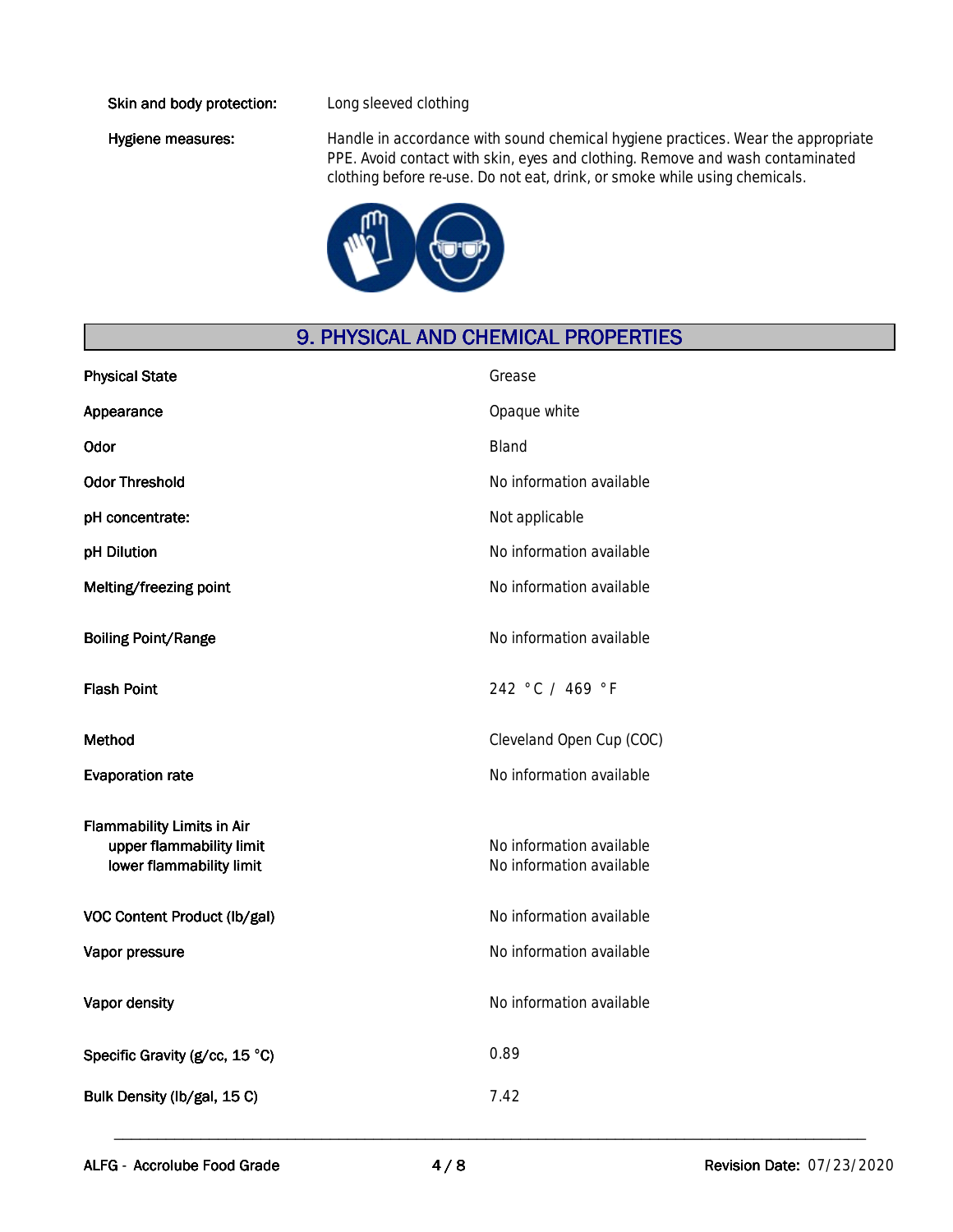**Skin and body protection:** Long sleeved clothing

**Hygiene measures:** Handle in accordance with sound chemical hygiene practices. Wear the appropriate PPE. Avoid contact with skin, eyes and clothing. Remove and wash contaminated clothing before re-use. Do not eat, drink, or smoke while using chemicals.

## 9. PHYSICAL AND CHEMICAL PROPERTIES

| Property | Value |
|---|---|
| Physical State | Grease |
| Appearance | Opaque white |
| Odor | Bland |
| Odor Threshold | No information available |
| pH concentrate: | Not applicable |
| pH Dilution | No information available |
| Melting/freezing point | No information available |
| Boiling Point/Range | No information available |
| Flash Point | 242 °C / 469 °F |
| Method | Cleveland Open Cup (COC) |
| Evaporation rate | No information available |
| Flammability Limits in Air | |
| upper flammability limit | No information available |
| lower flammability limit | No information available |
| VOC Content Product (lb/gal) | No information available |
| Vapor pressure | No information available |
| Vapor density | No information available |
| Specific Gravity (g/cc, 15 °C) | 0.89 |
| Bulk Density (lb/gal, 15 C) | 7.42 |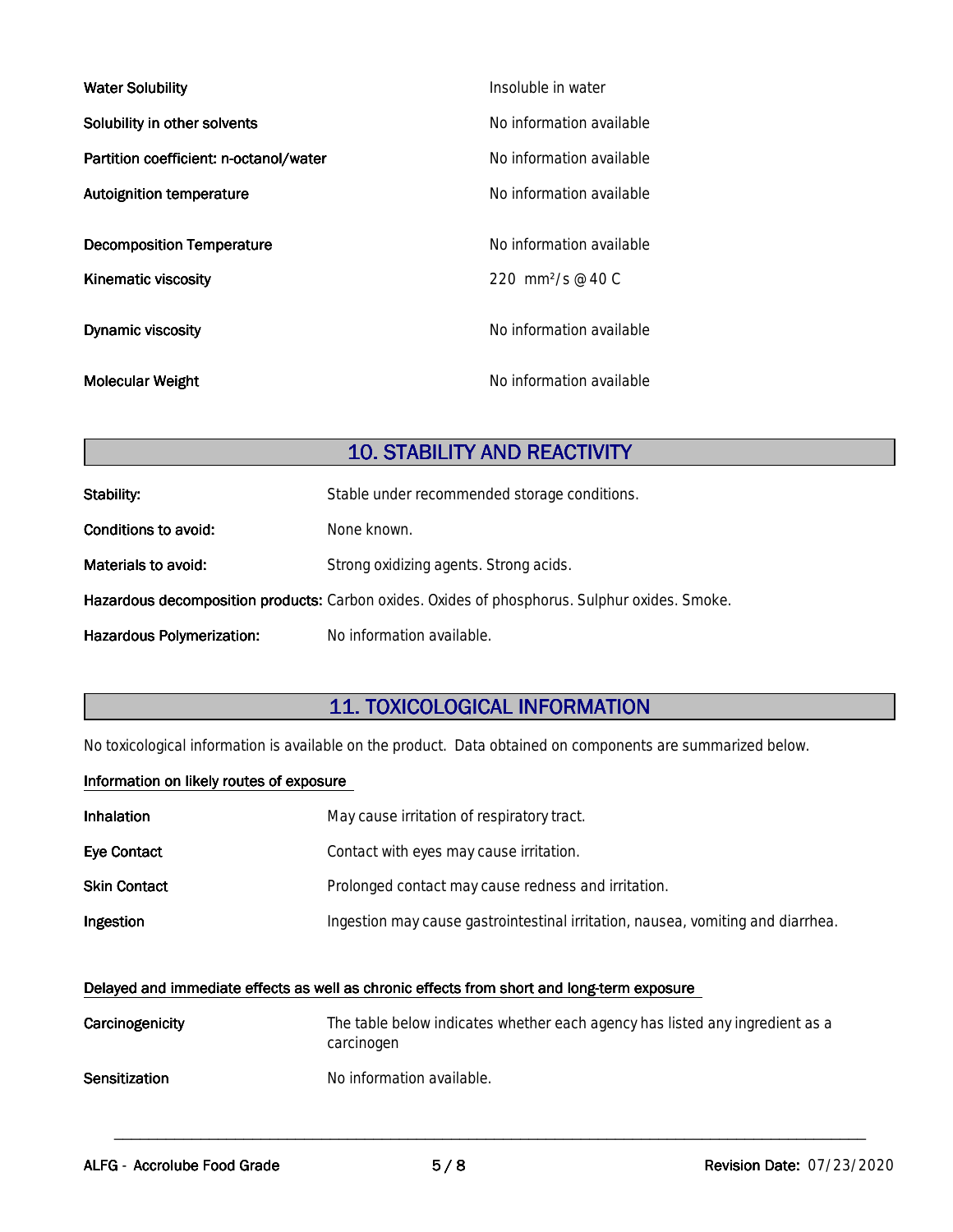| | |
|---|---|
| **Water Solubility** | Insoluble in water |
| **Solubility in other solvents** | No information available |
| **Partition coefficient: n-octanol/water** | No information available |
| **Autoignition temperature** | No information available |
| **Decomposition Temperature** | No information available |
| **Kinematic viscosity** | 220 $mm^2/s$ @ 40 C |
| **Dynamic viscosity** | No information available |
| **Molecular Weight** | No information available |

## 10. STABILITY AND REACTIVITY

**Stability:** Stable under recommended storage conditions.

**Conditions to avoid:** None known.

**Materials to avoid:** Strong oxidizing agents. Strong acids.

**Hazardous decomposition products:** Carbon oxides. Oxides of phosphorus. Sulphur oxides. Smoke.

**Hazardous Polymerization:** No information available.

## 11. TOXICOLOGICAL INFORMATION

No toxicological information is available on the product. Data obtained on components are summarized below.

**Information on likely routes of exposure**

**Inhalation** May cause irritation of respiratory tract.

**Eye Contact** Contact with eyes may cause irritation.

**Skin Contact** Prolonged contact may cause redness and irritation.

**Ingestion** Ingestion may cause gastrointestinal irritation, nausea, vomiting and diarrhea.

**Delayed and immediate effects as well as chronic effects from short and long-term exposure**

**Carcinogenicity** The table below indicates whether each agency has listed any ingredient as a carcinogen

**Sensitization** No information available.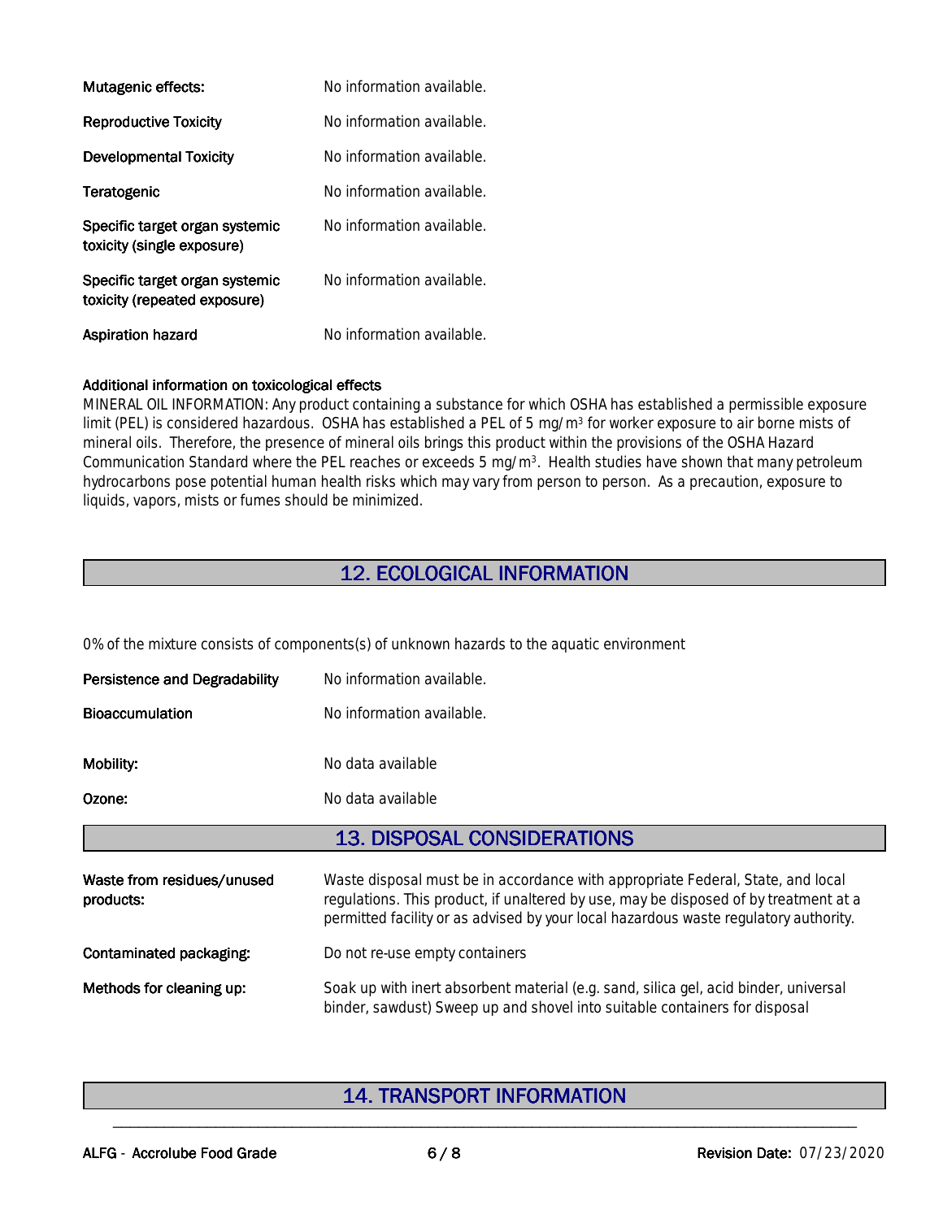| | |
|---|---|
| **Mutagenic effects:** | No information available. |
| **Reproductive Toxicity** | No information available. |
| **Developmental Toxicity** | No information available. |
| **Teratogenic** | No information available. |
| **Specific target organ systemic toxicity (single exposure)** | No information available. |
| **Specific target organ systemic toxicity (repeated exposure)** | No information available. |
| **Aspiration hazard** | No information available. |

**Additional information on toxicological effects**

MINERAL OIL INFORMATION: Any product containing a substance for which OSHA has established a permissible exposure limit (PEL) is considered hazardous. OSHA has established a PEL of 5 mg/m$^3$ for worker exposure to air borne mists of mineral oils. Therefore, the presence of mineral oils brings this product within the provisions of the OSHA Hazard Communication Standard where the PEL reaches or exceeds 5 mg/m$^3$. Health studies have shown that many petroleum hydrocarbons pose potential human health risks which may vary from person to person. As a precaution, exposure to liquids, vapors, mists or fumes should be minimized.

## 12. ECOLOGICAL INFORMATION

0% of the mixture consists of components(s) of unknown hazards to the aquatic environment

| | |
|---|---|
| **Persistence and Degradability** | No information available. |
| **Bioaccumulation** | No information available. |
| **Mobility:** | No data available |
| **Ozone:** | No data available |

## 13. DISPOSAL CONSIDERATIONS

| | |
|---|---|
| **Waste from residues/unused products:** | Waste disposal must be in accordance with appropriate Federal, State, and local regulations. This product, if unaltered by use, may be disposed of by treatment at a permitted facility or as advised by your local hazardous waste regulatory authority. |
| **Contaminated packaging:** | Do not re-use empty containers |
| **Methods for cleaning up:** | Soak up with inert absorbent material (e.g. sand, silica gel, acid binder, universal binder, sawdust) Sweep up and shovel into suitable containers for disposal |

## 14. TRANSPORT INFORMATION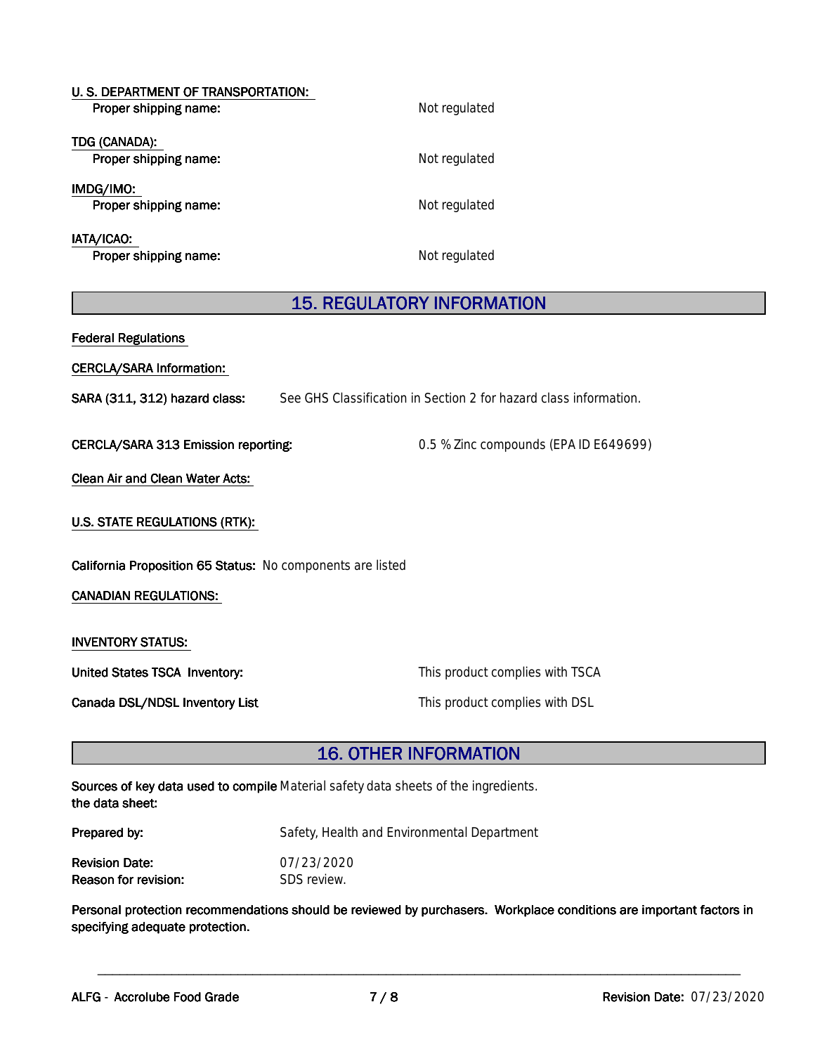**U. S. DEPARTMENT OF TRANSPORTATION:**

Proper shipping name: Not regulated

**TDG (CANADA):**

Proper shipping name: Not regulated

**IMDG/IMO:**

Proper shipping name: Not regulated

**IATA/ICAO:**

Proper shipping name: Not regulated

## 15. REGULATORY INFORMATION

**Federal Regulations**

**CERCLA/SARA Information:**

**SARA (311, 312) hazard class:** See GHS Classification in Section 2 for hazard class information.

**CERCLA/SARA 313 Emission reporting:** 0.5 % Zinc compounds (EPA ID E649699)

**Clean Air and Clean Water Acts:**

**U.S. STATE REGULATIONS (RTK):**

**California Proposition 65 Status:** No components are listed

**CANADIAN REGULATIONS:**

**INVENTORY STATUS:**

**United States TSCA Inventory:** This product complies with TSCA

**Canada DSL/NDSL Inventory List** This product complies with DSL

## 16. OTHER INFORMATION

**Sources of key data used to compile the data sheet:** Material safety data sheets of the ingredients.

**Prepared by:** Safety, Health and Environmental Department

**Revision Date:** 07/23/2020

**Reason for revision:** SDS review.

**Personal protection recommendations should be reviewed by purchasers. Workplace conditions are important factors in specifying adequate protection.**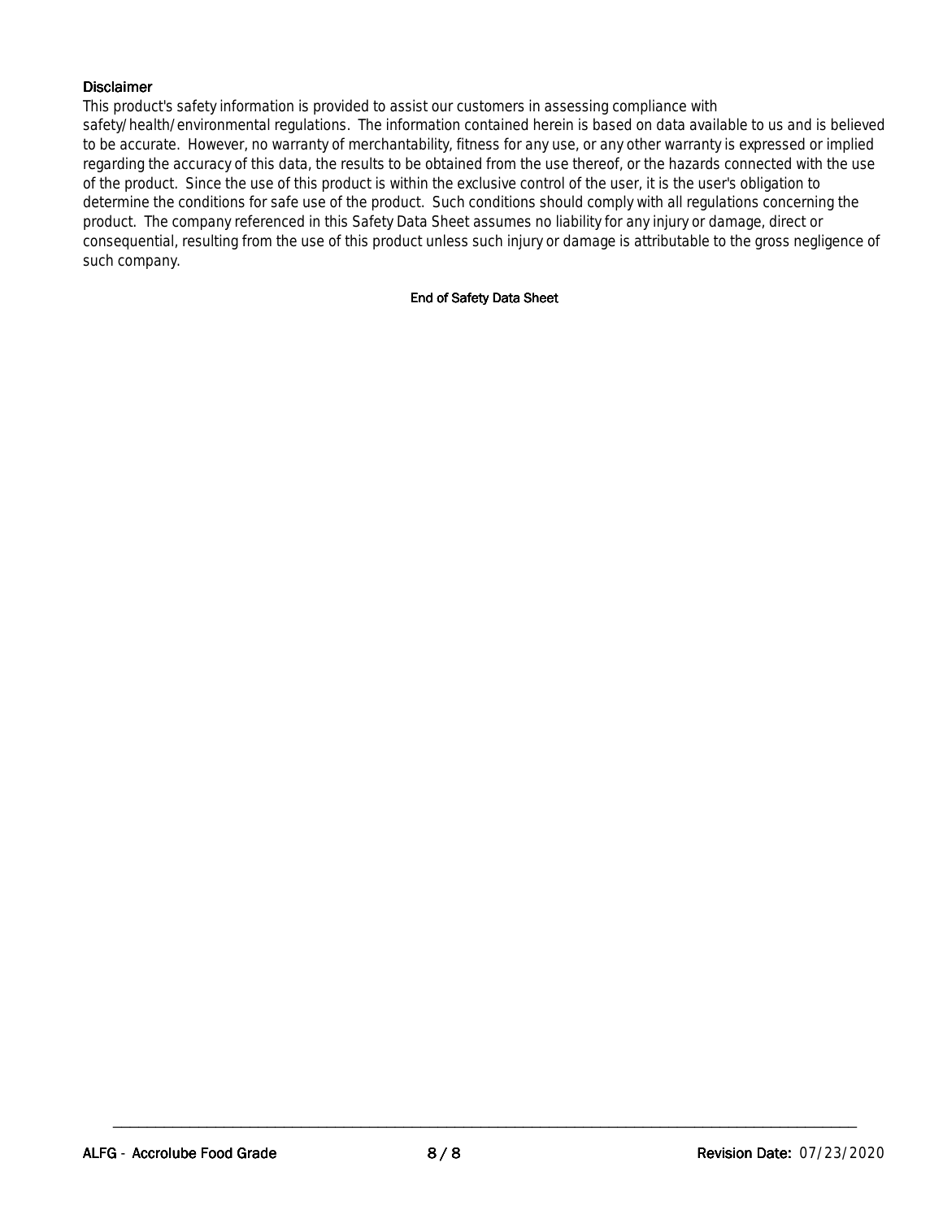### Disclaimer

This product's safety information is provided to assist our customers in assessing compliance with safety/health/environmental regulations. The information contained herein is based on data available to us and is believed to be accurate. However, no warranty of merchantability, fitness for any use, or any other warranty is expressed or implied regarding the accuracy of this data, the results to be obtained from the use thereof, or the hazards connected with the use of the product. Since the use of this product is within the exclusive control of the user, it is the user's obligation to determine the conditions for safe use of the product. Such conditions should comply with all regulations concerning the product. The company referenced in this Safety Data Sheet assumes no liability for any injury or damage, direct or consequential, resulting from the use of this product unless such injury or damage is attributable to the gross negligence of such company.

End of Safety Data Sheet